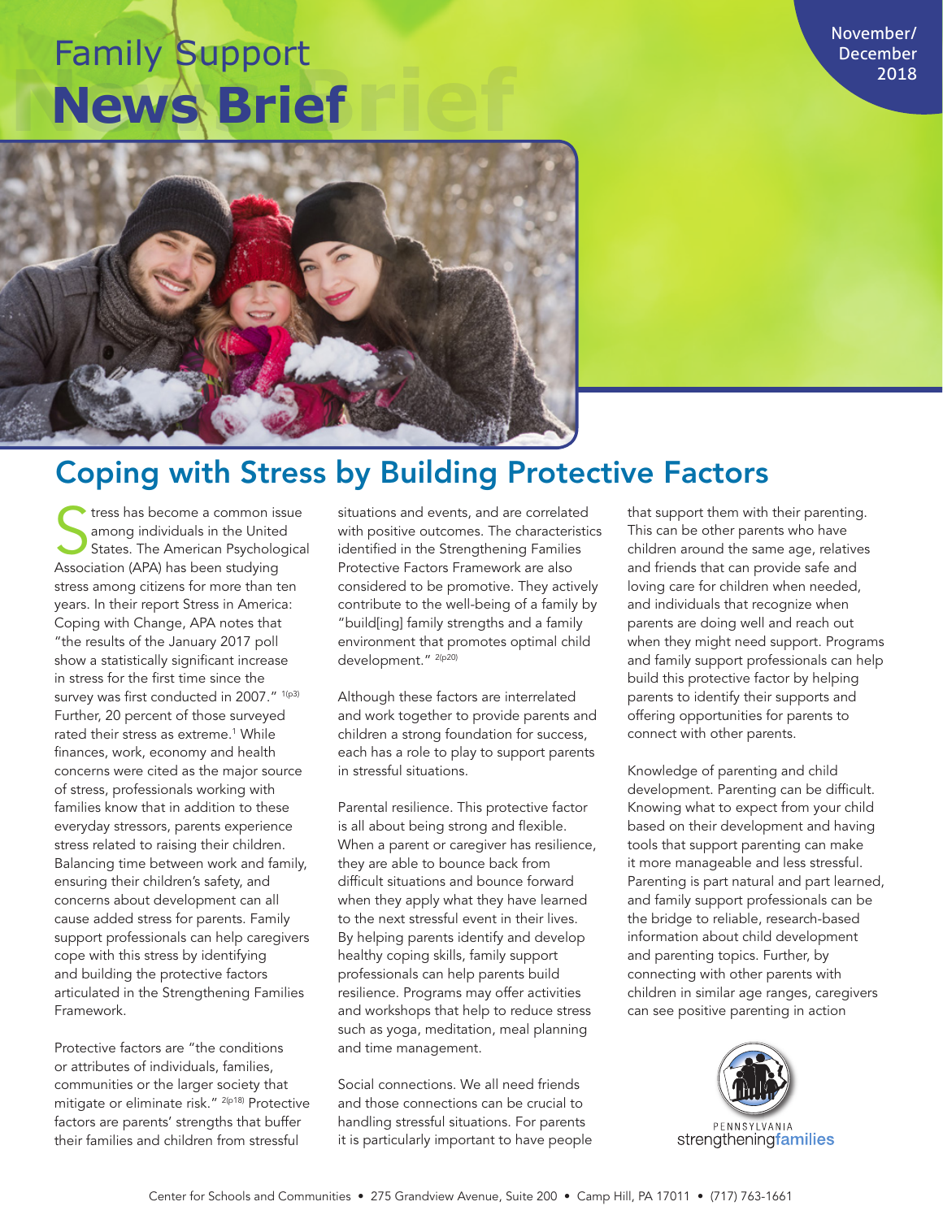# Family Support News Brief

November/December 2018

## Coping with Stress by Building Protective Factors

Stress has become a common issue among individuals in the United States. The American Psychological Association (APA) has been studying stress among citizens for more than ten years. In their report Stress in America: Coping with Change, APA notes that "the results of the January 2017 poll show a statistically significant increase in stress for the first time since the survey was first conducted in 2007." [1(p3)] Further, 20 percent of those surveyed rated their stress as extreme.[1] While finances, work, economy and health concerns were cited as the major source of stress, professionals working with families know that in addition to these everyday stressors, parents experience stress related to raising their children. Balancing time between work and family, ensuring their children's safety, and concerns about development can all cause added stress for parents. Family support professionals can help caregivers cope with this stress by identifying and building the protective factors articulated in the Strengthening Families Framework.

Protective factors are "the conditions or attributes of individuals, families, communities or the larger society that mitigate or eliminate risk." [2(p18)] Protective factors are parents' strengths that buffer their families and children from stressful situations and events, and are correlated with positive outcomes. The characteristics identified in the Strengthening Families Protective Factors Framework are also considered to be promotive. They actively contribute to the well-being of a family by "build[ing] family strengths and a family environment that promotes optimal child development." [2(p20)]

Although these factors are interrelated and work together to provide parents and children a strong foundation for success, each has a role to play to support parents in stressful situations.

Parental resilience. This protective factor is all about being strong and flexible. When a parent or caregiver has resilience, they are able to bounce back from difficult situations and bounce forward when they apply what they have learned to the next stressful event in their lives. By helping parents identify and develop healthy coping skills, family support professionals can help parents build resilience. Programs may offer activities and workshops that help to reduce stress such as yoga, meditation, meal planning and time management.

Social connections. We all need friends and those connections can be crucial to handling stressful situations. For parents it is particularly important to have people that support them with their parenting. This can be other parents who have children around the same age, relatives and friends that can provide safe and loving care for children when needed, and individuals that recognize when parents are doing well and reach out when they might need support. Programs and family support professionals can help build this protective factor by helping parents to identify their supports and offering opportunities for parents to connect with other parents.

Knowledge of parenting and child development. Parenting can be difficult. Knowing what to expect from your child based on their development and having tools that support parenting can make it more manageable and less stressful. Parenting is part natural and part learned, and family support professionals can be the bridge to reliable, research-based information about child development and parenting topics. Further, by connecting with other parents with children in similar age ranges, caregivers can see positive parenting in action

PENNSYLVANIA strengtheningfamilies

Center for Schools and Communities • 275 Grandview Avenue, Suite 200 • Camp Hill, PA 17011 • (717) 763-1661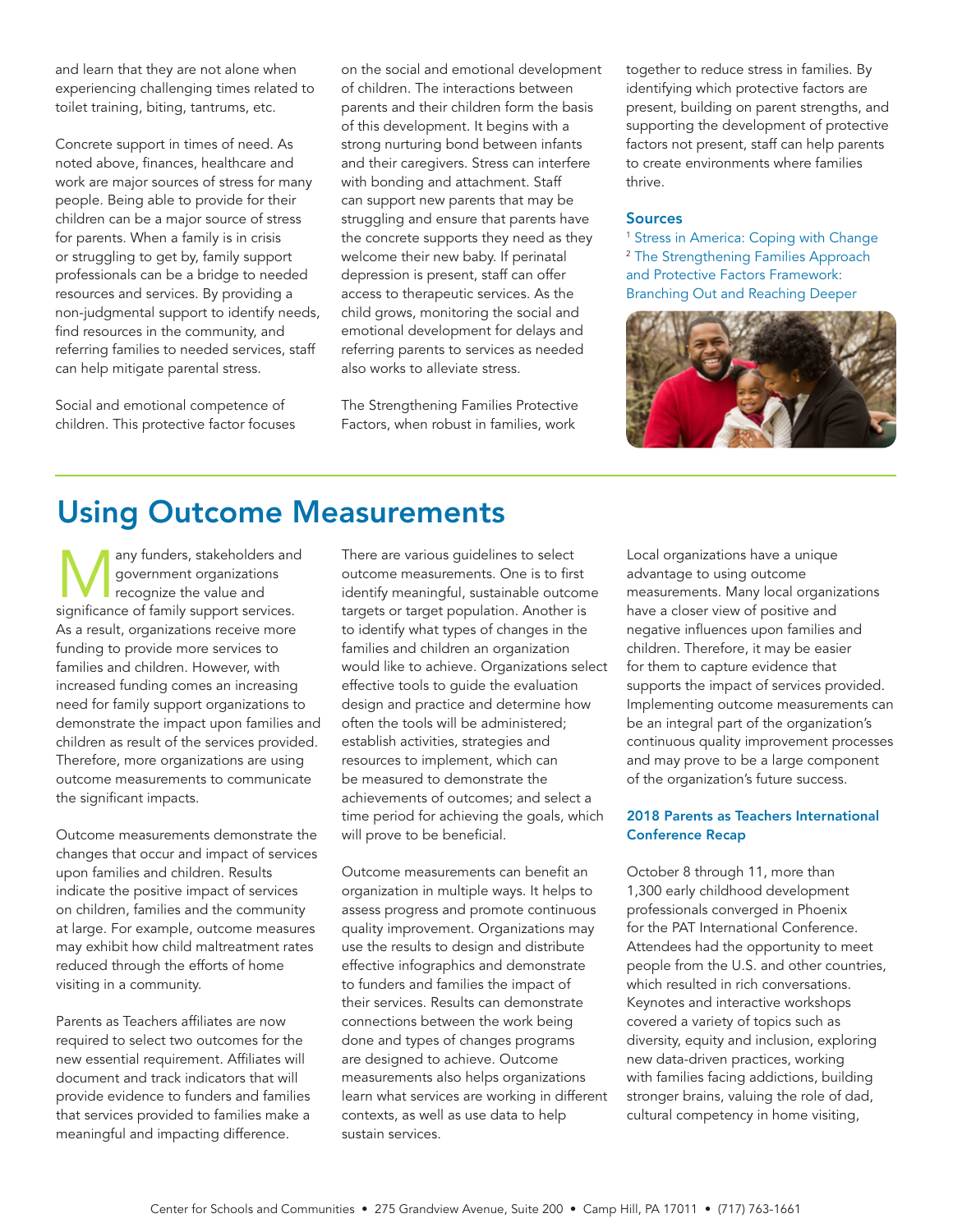and learn that they are not alone when experiencing challenging times related to toilet training, biting, tantrums, etc.

Concrete support in times of need. As noted above, finances, healthcare and work are major sources of stress for many people. Being able to provide for their children can be a major source of stress for parents. When a family is in crisis or struggling to get by, family support professionals can be a bridge to needed resources and services. By providing a non-judgmental support to identify needs, find resources in the community, and referring families to needed services, staff can help mitigate parental stress.

Social and emotional competence of children. This protective factor focuses on the social and emotional development of children. The interactions between parents and their children form the basis of this development. It begins with a strong nurturing bond between infants and their caregivers. Stress can interfere with bonding and attachment. Staff can support new parents that may be struggling and ensure that parents have the concrete supports they need as they welcome their new baby. If perinatal depression is present, staff can offer access to therapeutic services. As the child grows, monitoring the social and emotional development for delays and referring parents to services as needed also works to alleviate stress.

The Strengthening Families Protective Factors, when robust in families, work together to reduce stress in families. By identifying which protective factors are present, building on parent strengths, and supporting the development of protective factors not present, staff can help parents to create environments where families thrive.

### Sources

[1] Stress in America: Coping with Change
[2] The Strengthening Families Approach and Protective Factors Framework: Branching Out and Reaching Deeper

## Using Outcome Measurements

Many funders, stakeholders and government organizations recognize the value and significance of family support services. As a result, organizations receive more funding to provide more services to families and children. However, with increased funding comes an increasing need for family support organizations to demonstrate the impact upon families and children as result of the services provided. Therefore, more organizations are using outcome measurements to communicate the significant impacts.

Outcome measurements demonstrate the changes that occur and impact of services upon families and children. Results indicate the positive impact of services on children, families and the community at large. For example, outcome measures may exhibit how child maltreatment rates reduced through the efforts of home visiting in a community.

Parents as Teachers affiliates are now required to select two outcomes for the new essential requirement. Affiliates will document and track indicators that will provide evidence to funders and families that services provided to families make a meaningful and impacting difference.

There are various guidelines to select outcome measurements. One is to first identify meaningful, sustainable outcome targets or target population. Another is to identify what types of changes in the families and children an organization would like to achieve. Organizations select effective tools to guide the evaluation design and practice and determine how often the tools will be administered; establish activities, strategies and resources to implement, which can be measured to demonstrate the achievements of outcomes; and select a time period for achieving the goals, which will prove to be beneficial.

Outcome measurements can benefit an organization in multiple ways. It helps to assess progress and promote continuous quality improvement. Organizations may use the results to design and distribute effective infographics and demonstrate to funders and families the impact of their services. Results can demonstrate connections between the work being done and types of changes programs are designed to achieve. Outcome measurements also helps organizations learn what services are working in different contexts, as well as use data to help sustain services.

Local organizations have a unique advantage to using outcome measurements. Many local organizations have a closer view of positive and negative influences upon families and children. Therefore, it may be easier for them to capture evidence that supports the impact of services provided. Implementing outcome measurements can be an integral part of the organization's continuous quality improvement processes and may prove to be a large component of the organization's future success.

### 2018 Parents as Teachers International Conference Recap

October 8 through 11, more than 1,300 early childhood development professionals converged in Phoenix for the PAT International Conference. Attendees had the opportunity to meet people from the U.S. and other countries, which resulted in rich conversations. Keynotes and interactive workshops covered a variety of topics such as diversity, equity and inclusion, exploring new data-driven practices, working with families facing addictions, building stronger brains, valuing the role of dad, cultural competency in home visiting,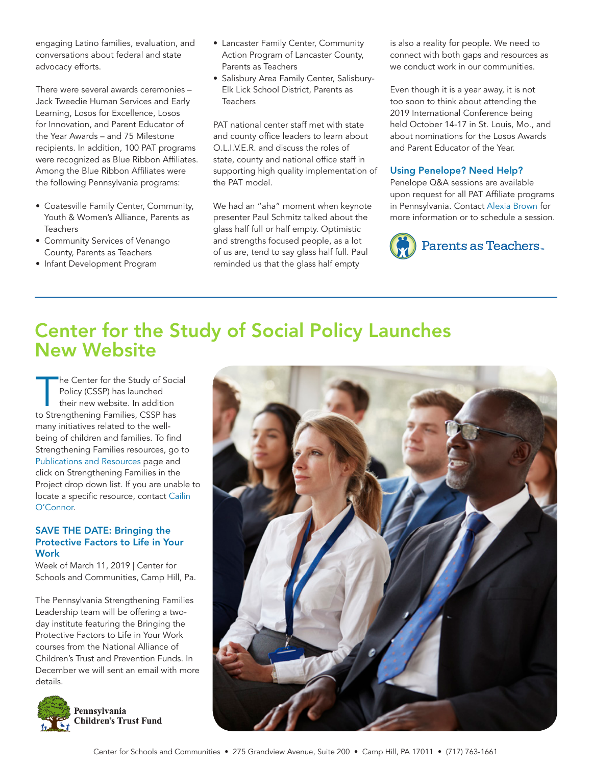engaging Latino families, evaluation, and conversations about federal and state advocacy efforts.

There were several awards ceremonies – Jack Tweedie Human Services and Early Learning, Losos for Excellence, Losos for Innovation, and Parent Educator of the Year Awards – and 75 Milestone recipients. In addition, 100 PAT programs were recognized as Blue Ribbon Affiliates. Among the Blue Ribbon Affiliates were the following Pennsylvania programs:

- Coatesville Family Center, Community, Youth & Women's Alliance, Parents as Teachers
- Community Services of Venango County, Parents as Teachers
- Infant Development Program
- Lancaster Family Center, Community Action Program of Lancaster County, Parents as Teachers
- Salisbury Area Family Center, Salisbury-Elk Lick School District, Parents as Teachers

PAT national center staff met with state and county office leaders to learn about O.L.I.V.E.R. and discuss the roles of state, county and national office staff in supporting high quality implementation of the PAT model.

We had an "aha" moment when keynote presenter Paul Schmitz talked about the glass half full or half empty. Optimistic and strengths focused people, as a lot of us are, tend to say glass half full. Paul reminded us that the glass half empty is also a reality for people. We need to connect with both gaps and resources as we conduct work in our communities.

Even though it is a year away, it is not too soon to think about attending the 2019 International Conference being held October 14-17 in St. Louis, Mo., and about nominations for the Losos Awards and Parent Educator of the Year.

### Using Penelope? Need Help?

Penelope Q&A sessions are available upon request for all PAT Affiliate programs in Pennsylvania. Contact Alexia Brown for more information or to schedule a session.

Parents as Teachers™

# Center for the Study of Social Policy Launches New Website

The Center for the Study of Social Policy (CSSP) has launched their new website. In addition to Strengthening Families, CSSP has many initiatives related to the well-being of children and families. To find Strengthening Families resources, go to Publications and Resources page and click on Strengthening Families in the Project drop down list. If you are unable to locate a specific resource, contact Cailin O'Connor.

### SAVE THE DATE: Bringing the Protective Factors to Life in Your Work

Week of March 11, 2019 | Center for Schools and Communities, Camp Hill, Pa.

The Pennsylvania Strengthening Families Leadership team will be offering a two-day institute featuring the Bringing the Protective Factors to Life in Your Work courses from the National Alliance of Children's Trust and Prevention Funds. In December we will sent an email with more details.

Pennsylvania Children's Trust Fund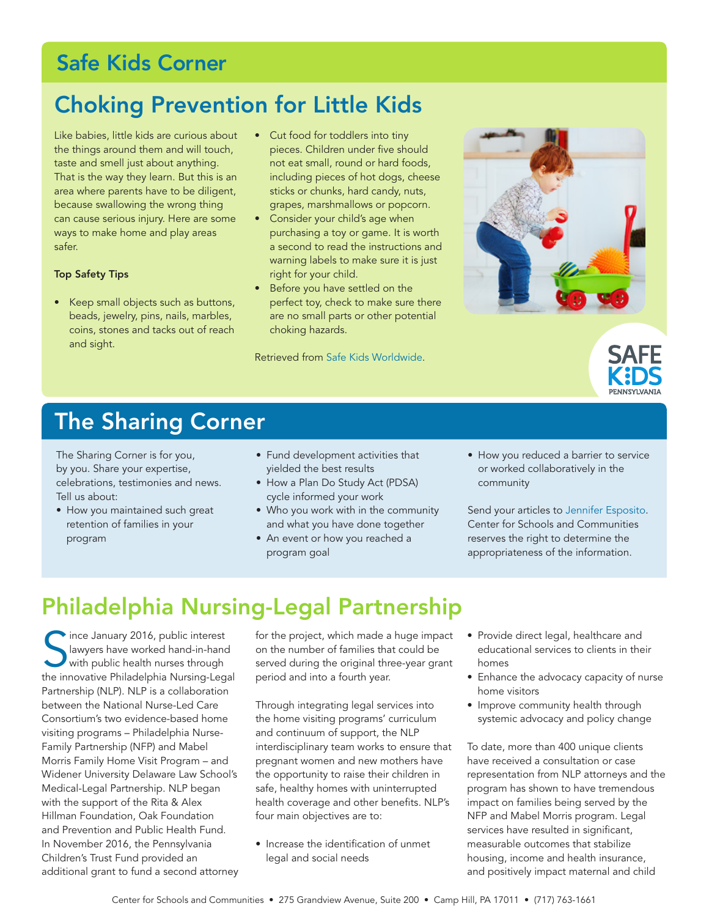## Safe Kids Corner

# Choking Prevention for Little Kids

Like babies, little kids are curious about the things around them and will touch, taste and smell just about anything. That is the way they learn. But this is an area where parents have to be diligent, because swallowing the wrong thing can cause serious injury. Here are some ways to make home and play areas safer.

**Top Safety Tips**

- Keep small objects such as buttons, beads, jewelry, pins, nails, marbles, coins, stones and tacks out of reach and sight.
- Cut food for toddlers into tiny pieces. Children under five should not eat small, round or hard foods, including pieces of hot dogs, cheese sticks or chunks, hard candy, nuts, grapes, marshmallows or popcorn.
- Consider your child's age when purchasing a toy or game. It is worth a second to read the instructions and warning labels to make sure it is just right for your child.
- Before you have settled on the perfect toy, check to make sure there are no small parts or other potential choking hazards.

Retrieved from Safe Kids Worldwide.

SAFE KIDS PENNSYLVANIA

# The Sharing Corner

The Sharing Corner is for you, by you. Share your expertise, celebrations, testimonies and news. Tell us about:

- How you maintained such great retention of families in your program
- Fund development activities that yielded the best results
- How a Plan Do Study Act (PDSA) cycle informed your work
- Who you work with in the community and what you have done together
- An event or how you reached a program goal
- How you reduced a barrier to service or worked collaboratively in the community

Send your articles to Jennifer Esposito. Center for Schools and Communities reserves the right to determine the appropriateness of the information.

# Philadelphia Nursing-Legal Partnership

Since January 2016, public interest lawyers have worked hand-in-hand with public health nurses through the innovative Philadelphia Nursing-Legal Partnership (NLP). NLP is a collaboration between the National Nurse-Led Care Consortium's two evidence-based home visiting programs – Philadelphia Nurse-Family Partnership (NFP) and Mabel Morris Family Home Visit Program – and Widener University Delaware Law School's Medical-Legal Partnership. NLP began with the support of the Rita & Alex Hillman Foundation, Oak Foundation and Prevention and Public Health Fund. In November 2016, the Pennsylvania Children's Trust Fund provided an additional grant to fund a second attorney for the project, which made a huge impact on the number of families that could be served during the original three-year grant period and into a fourth year.

Through integrating legal services into the home visiting programs' curriculum and continuum of support, the NLP interdisciplinary team works to ensure that pregnant women and new mothers have the opportunity to raise their children in safe, healthy homes with uninterrupted health coverage and other benefits. NLP's four main objectives are to:

- Increase the identification of unmet legal and social needs
- Provide direct legal, healthcare and educational services to clients in their homes
- Enhance the advocacy capacity of nurse home visitors
- Improve community health through systemic advocacy and policy change

To date, more than 400 unique clients have received a consultation or case representation from NLP attorneys and the program has shown to have tremendous impact on families being served by the NFP and Mabel Morris program. Legal services have resulted in significant, measurable outcomes that stabilize housing, income and health insurance, and positively impact maternal and child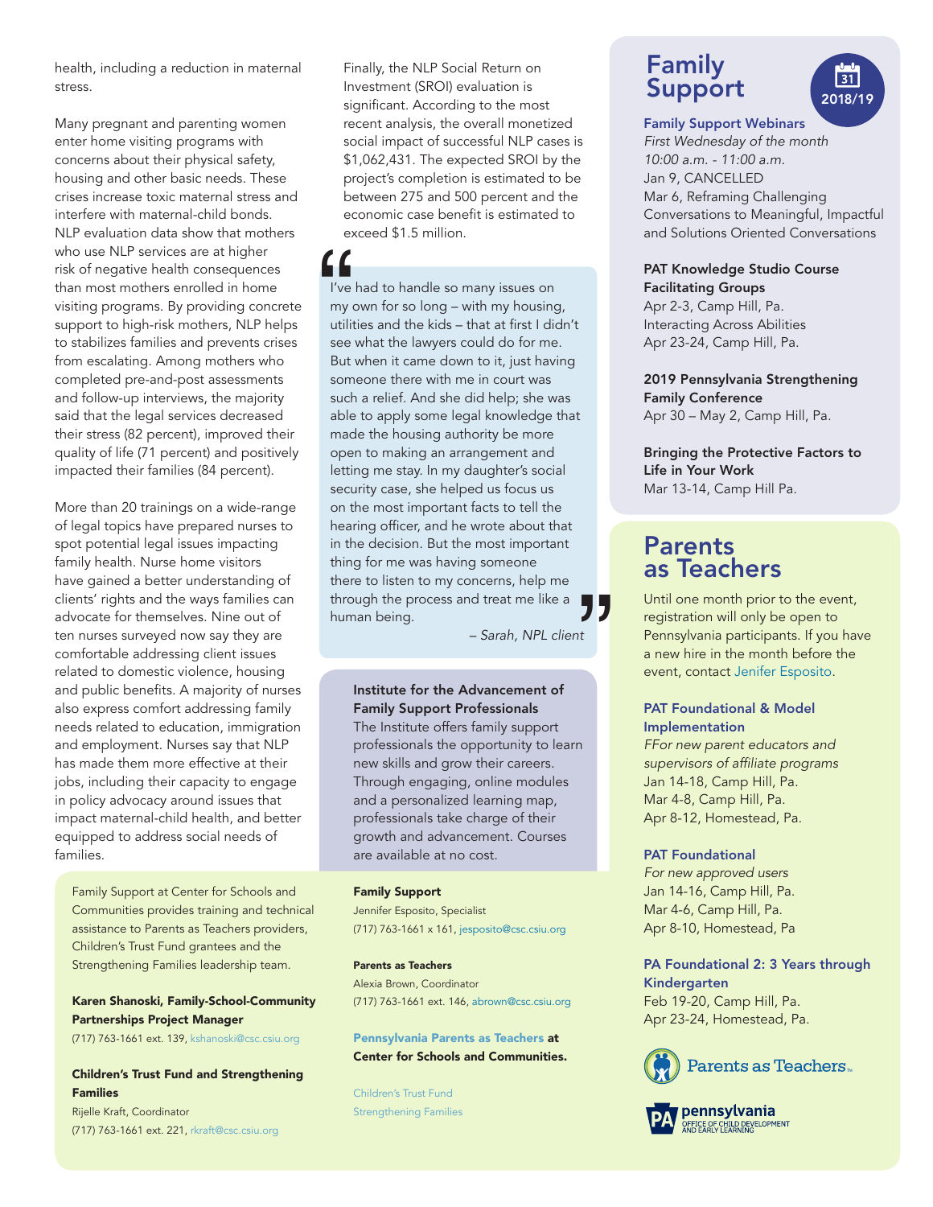health, including a reduction in maternal stress.

Many pregnant and parenting women enter home visiting programs with concerns about their physical safety, housing and other basic needs. These crises increase toxic maternal stress and interfere with maternal-child bonds. NLP evaluation data show that mothers who use NLP services are at higher risk of negative health consequences than most mothers enrolled in home visiting programs. By providing concrete support to high-risk mothers, NLP helps to stabilizes families and prevents crises from escalating. Among mothers who completed pre-and-post assessments and follow-up interviews, the majority said that the legal services decreased their stress (82 percent), improved their quality of life (71 percent) and positively impacted their families (84 percent).

More than 20 trainings on a wide-range of legal topics have prepared nurses to spot potential legal issues impacting family health. Nurse home visitors have gained a better understanding of clients' rights and the ways families can advocate for themselves. Nine out of ten nurses surveyed now say they are comfortable addressing client issues related to domestic violence, housing and public benefits. A majority of nurses also express comfort addressing family needs related to education, immigration and employment. Nurses say that NLP has made them more effective at their jobs, including their capacity to engage in policy advocacy around issues that impact maternal-child health, and better equipped to address social needs of families.

Finally, the NLP Social Return on Investment (SROI) evaluation is significant. According to the most recent analysis, the overall monetized social impact of successful NLP cases is $1,062,431. The expected SROI by the project's completion is estimated to be between 275 and 500 percent and the economic case benefit is estimated to exceed $1.5 million.

> "I've had to handle so many issues on my own for so long – with my housing, utilities and the kids – that at first I didn't see what the lawyers could do for me. But when it came down to it, just having someone there with me in court was such a relief. And she did help; she was able to apply some legal knowledge that made the housing authority be more open to making an arrangement and letting me stay. In my daughter's social security case, she helped us focus us on the most important facts to tell the hearing officer, and he wrote about that in the decision. But the most important thing for me was having someone there to listen to my concerns, help me through the process and treat me like a human being."
>
> *– Sarah, NPL client*

**Institute for the Advancement of Family Support Professionals**
The Institute offers family support professionals the opportunity to learn new skills and grow their careers. Through engaging, online modules and a personalized learning map, professionals take charge of their growth and advancement. Courses are available at no cost.

Family Support at Center for Schools and Communities provides training and technical assistance to Parents as Teachers providers, Children's Trust Fund grantees and the Strengthening Families leadership team.

**Karen Shanoski, Family-School-Community Partnerships Project Manager**
(717) 763-1661 ext. 139, kshanoski@csc.csiu.org

**Children's Trust Fund and Strengthening Families**
Rijelle Kraft, Coordinator
(717) 763-1661 ext. 221, rkraft@csc.csiu.org

**Family Support**
Jennifer Esposito, Specialist
(717) 763-1661 x 161, jesposito@csc.csiu.org

**Parents as Teachers**
Alexia Brown, Coordinator
(717) 763-1661 ext. 146, abrown@csc.csiu.org

**Pennsylvania Parents as Teachers at Center for Schools and Communities.**

Children's Trust Fund
Strengthening Families

# Family Support

31
2018/19

### Family Support Webinars
*First Wednesday of the month*
*10:00 a.m. - 11:00 a.m.*
Jan 9, CANCELLED
Mar 6, Reframing Challenging Conversations to Meaningful, Impactful and Solutions Oriented Conversations

**PAT Knowledge Studio Course Facilitating Groups**
Apr 2-3, Camp Hill, Pa.
Interacting Across Abilities
Apr 23-24, Camp Hill, Pa.

**2019 Pennsylvania Strengthening Family Conference**
Apr 30 – May 2, Camp Hill, Pa.

**Bringing the Protective Factors to Life in Your Work**
Mar 13-14, Camp Hill Pa.

# Parents as Teachers

Until one month prior to the event, registration will only be open to Pennsylvania participants. If you have a new hire in the month before the event, contact Jenifer Esposito.

### PAT Foundational & Model Implementation
*FFor new parent educators and supervisors of affiliate programs*
Jan 14-18, Camp Hill, Pa.
Mar 4-8, Camp Hill, Pa.
Apr 8-12, Homestead, Pa.

### PAT Foundational
*For new approved users*
Jan 14-16, Camp Hill, Pa.
Mar 4-6, Camp Hill, Pa.
Apr 8-10, Homestead, Pa

### PA Foundational 2: 3 Years through Kindergarten
Feb 19-20, Camp Hill, Pa.
Apr 23-24, Homestead, Pa.

Parents as Teachers

pennsylvania
OFFICE OF CHILD DEVELOPMENT AND EARLY LEARNING